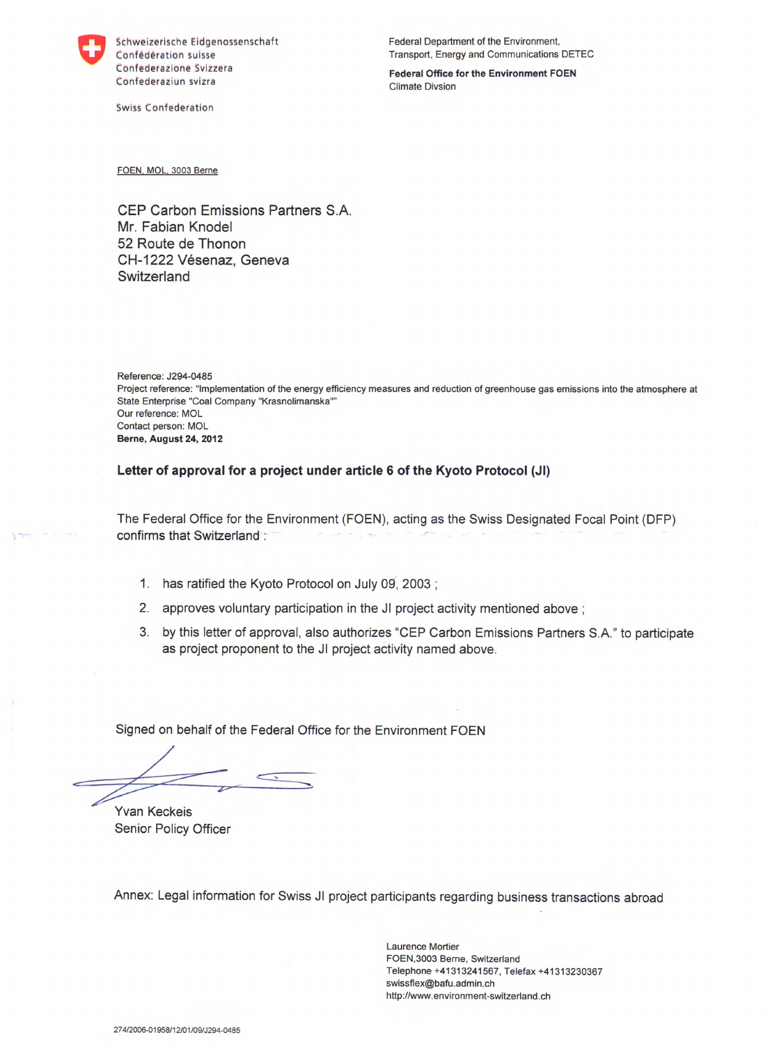Schweizerische Eidgenossenschaft
Confédération suisse
Confederazione Svizzera
Confederaziun svizra

Swiss Confederation

Federal Department of the Environment, Transport, Energy and Communications DETEC

**Federal Office for the Environment FOEN**
Climate Divsion

FOEN, MOL, 3003 Berne

CEP Carbon Emissions Partners S.A.
Mr. Fabian Knodel
52 Route de Thonon
CH-1222 Vésenaz, Geneva
Switzerland

Reference: J294-0485
Project reference: "Implementation of the energy efficiency measures and reduction of greenhouse gas emissions into the atmosphere at State Enterprise "Coal Company "Krasnolimanska""
Our reference: MOL
Contact person: MOL
**Berne, August 24, 2012**

**Letter of approval for a project under article 6 of the Kyoto Protocol (JI)**

The Federal Office for the Environment (FOEN), acting as the Swiss Designated Focal Point (DFP) confirms that Switzerland :

1. has ratified the Kyoto Protocol on July 09, 2003 ;
2. approves voluntary participation in the JI project activity mentioned above ;
3. by this letter of approval, also authorizes "CEP Carbon Emissions Partners S.A." to participate as project proponent to the JI project activity named above.

Signed on behalf of the Federal Office for the Environment FOEN

Yvan Keckeis
Senior Policy Officer

Annex: Legal information for Swiss JI project participants regarding business transactions abroad

Laurence Mortier
FOEN,3003 Berne, Switzerland
Telephone +41313241567, Telefax +41313230367
swissflex@bafu.admin.ch
http://www.environment-switzerland.ch

274/2006-01958/12/01/09/J294-0485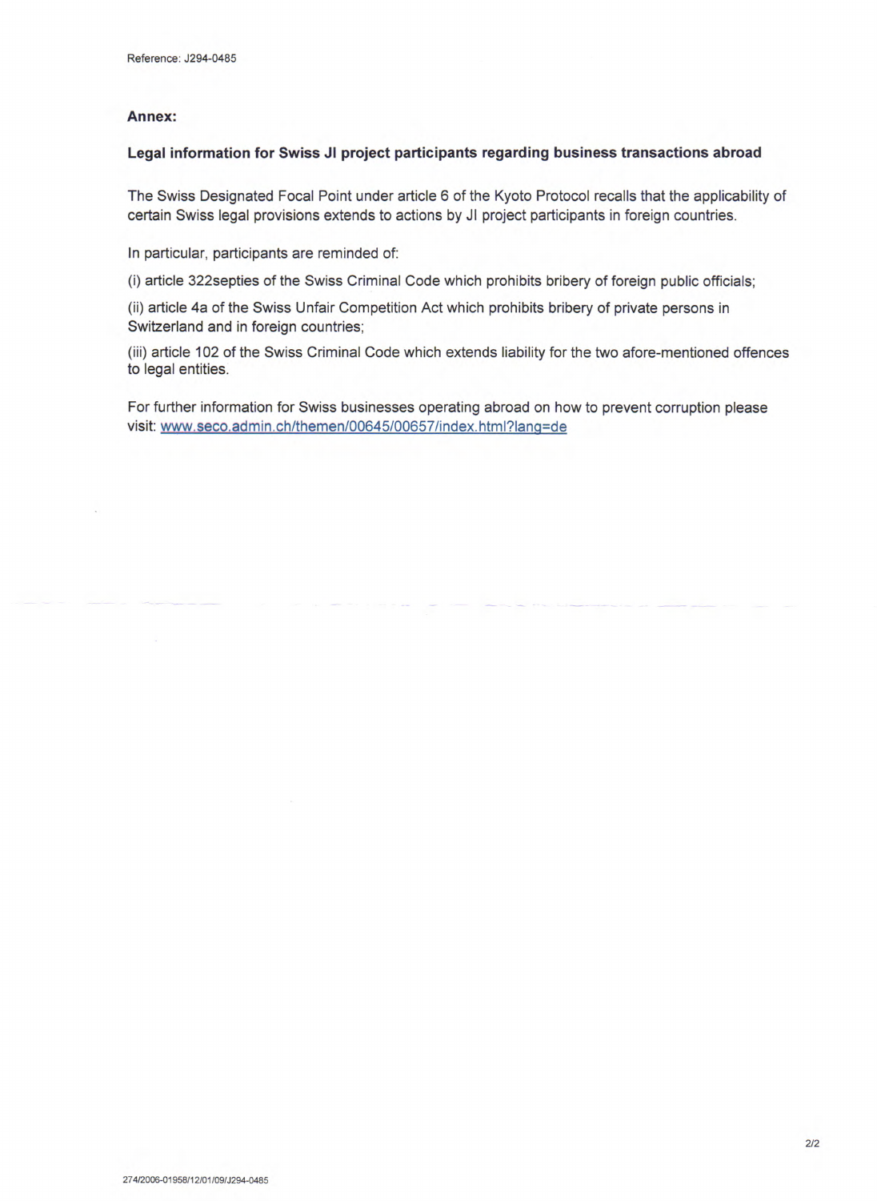Reference: J294-0485

**Annex:**

**Legal information for Swiss JI project participants regarding business transactions abroad**

The Swiss Designated Focal Point under article 6 of the Kyoto Protocol recalls that the applicability of certain Swiss legal provisions extends to actions by JI project participants in foreign countries.

In particular, participants are reminded of:

(i) article 322septies of the Swiss Criminal Code which prohibits bribery of foreign public officials;

(ii) article 4a of the Swiss Unfair Competition Act which prohibits bribery of private persons in Switzerland and in foreign countries;

(iii) article 102 of the Swiss Criminal Code which extends liability for the two afore-mentioned offences to legal entities.

For further information for Swiss businesses operating abroad on how to prevent corruption please visit: www.seco.admin.ch/themen/00645/00657/index.html?lang=de

274/2006-01958/12/01/09/J294-0485